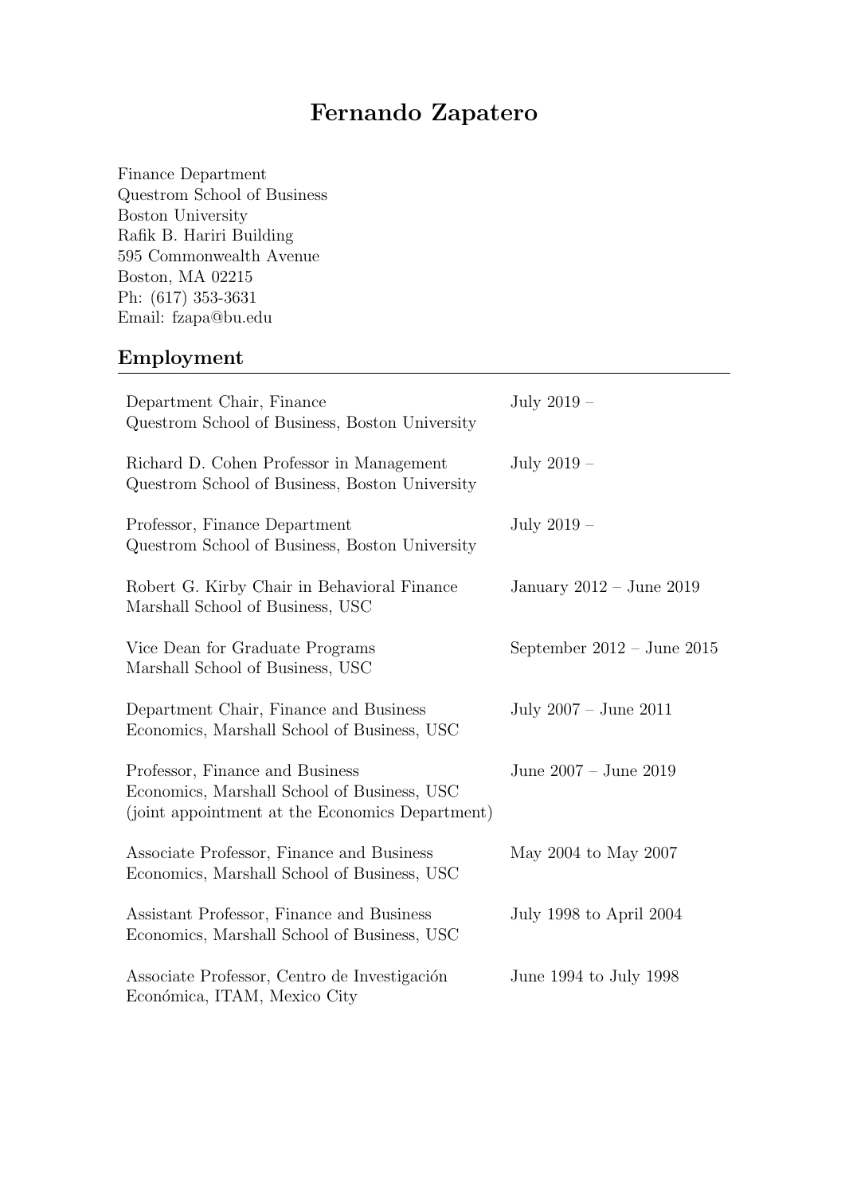# Fernando Zapatero

Finance Department
Questrom School of Business
Boston University
Rafik B. Hariri Building
595 Commonwealth Avenue
Boston, MA 02215
Ph: (617) 353-3631
Email: fzapa@bu.edu

## Employment

| | |
|---|---|
| Department Chair, Finance<br>Questrom School of Business, Boston University | July 2019 – |
| Richard D. Cohen Professor in Management<br>Questrom School of Business, Boston University | July 2019 – |
| Professor, Finance Department<br>Questrom School of Business, Boston University | July 2019 – |
| Robert G. Kirby Chair in Behavioral Finance<br>Marshall School of Business, USC | January 2012 – June 2019 |
| Vice Dean for Graduate Programs<br>Marshall School of Business, USC | September 2012 – June 2015 |
| Department Chair, Finance and Business Economics, Marshall School of Business, USC | July 2007 – June 2011 |
| Professor, Finance and Business Economics, Marshall School of Business, USC (joint appointment at the Economics Department) | June 2007 – June 2019 |
| Associate Professor, Finance and Business Economics, Marshall School of Business, USC | May 2004 to May 2007 |
| Assistant Professor, Finance and Business Economics, Marshall School of Business, USC | July 1998 to April 2004 |
| Associate Professor, Centro de Investigación Económica, ITAM, Mexico City | June 1994 to July 1998 |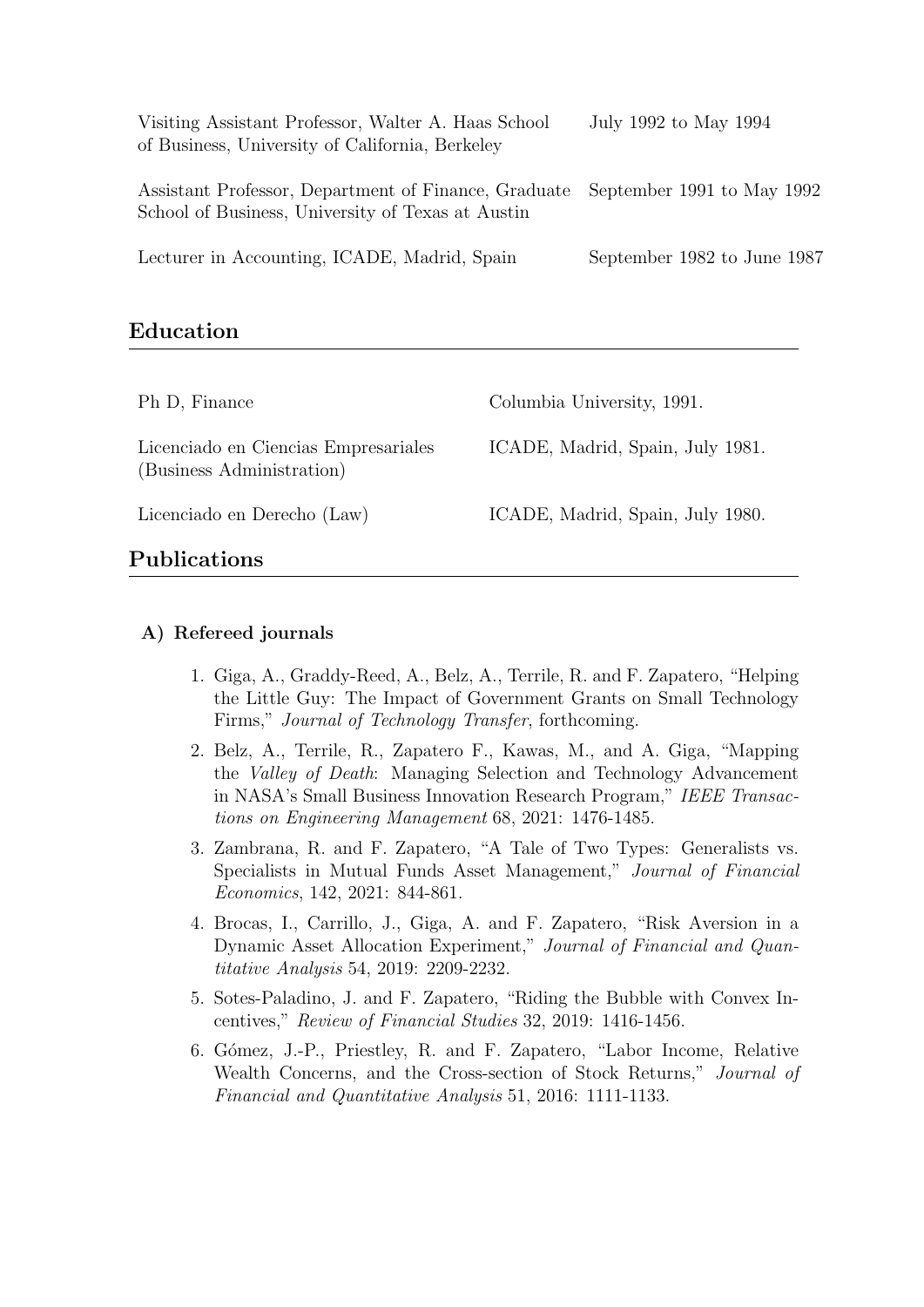| | |
|---|---|
| Visiting Assistant Professor, Walter A. Haas School of Business, University of California, Berkeley | July 1992 to May 1994 |
| Assistant Professor, Department of Finance, Graduate School of Business, University of Texas at Austin | September 1991 to May 1992 |
| Lecturer in Accounting, ICADE, Madrid, Spain | September 1982 to June 1987 |

## Education

| | |
|---|---|
| Ph D, Finance | Columbia University, 1991. |
| Licenciado en Ciencias Empresariales (Business Administration) | ICADE, Madrid, Spain, July 1981. |
| Licenciado en Derecho (Law) | ICADE, Madrid, Spain, July 1980. |

## Publications

### A) Refereed journals

1. Giga, A., Graddy-Reed, A., Belz, A., Terrile, R. and F. Zapatero, "Helping the Little Guy: The Impact of Government Grants on Small Technology Firms," *Journal of Technology Transfer*, forthcoming.
2. Belz, A., Terrile, R., Zapatero F., Kawas, M., and A. Giga, "Mapping the *Valley of Death*: Managing Selection and Technology Advancement in NASA's Small Business Innovation Research Program," *IEEE Transactions on Engineering Management* 68, 2021: 1476-1485.
3. Zambrana, R. and F. Zapatero, "A Tale of Two Types: Generalists vs. Specialists in Mutual Funds Asset Management," *Journal of Financial Economics*, 142, 2021: 844-861.
4. Brocas, I., Carrillo, J., Giga, A. and F. Zapatero, "Risk Aversion in a Dynamic Asset Allocation Experiment," *Journal of Financial and Quantitative Analysis* 54, 2019: 2209-2232.
5. Sotes-Paladino, J. and F. Zapatero, "Riding the Bubble with Convex Incentives," *Review of Financial Studies* 32, 2019: 1416-1456.
6. Gómez, J.-P., Priestley, R. and F. Zapatero, "Labor Income, Relative Wealth Concerns, and the Cross-section of Stock Returns," *Journal of Financial and Quantitative Analysis* 51, 2016: 1111-1133.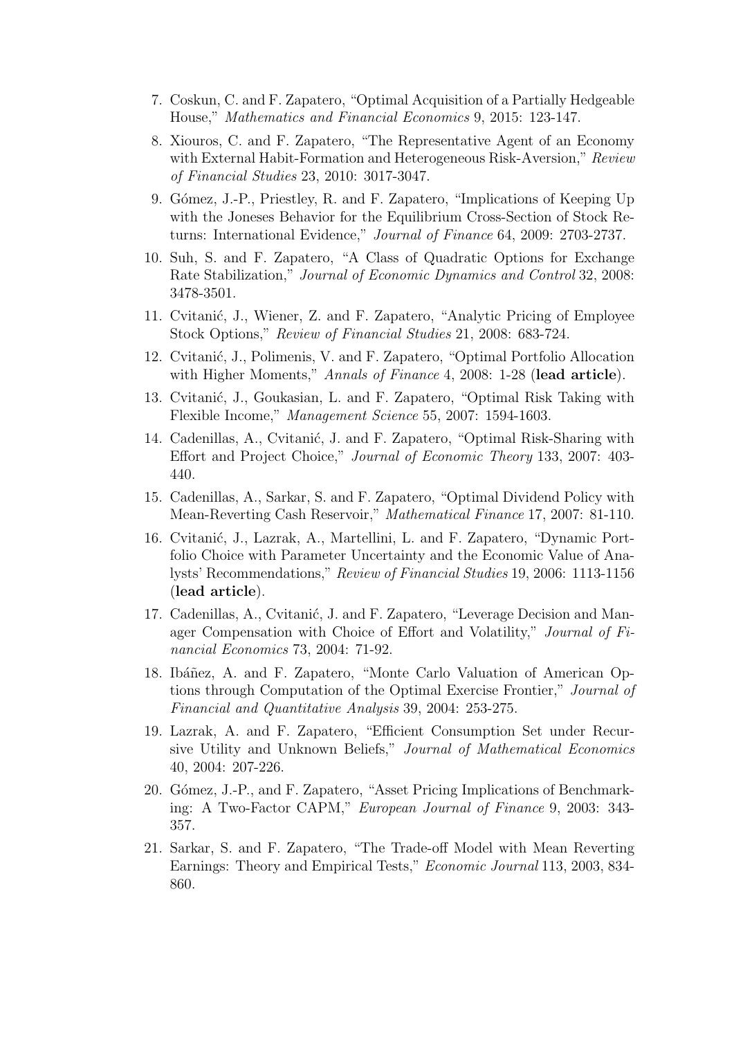7. Coskun, C. and F. Zapatero, "Optimal Acquisition of a Partially Hedgeable House," *Mathematics and Financial Economics* 9, 2015: 123-147.
8. Xiouros, C. and F. Zapatero, "The Representative Agent of an Economy with External Habit-Formation and Heterogeneous Risk-Aversion," *Review of Financial Studies* 23, 2010: 3017-3047.
9. Gómez, J.-P., Priestley, R. and F. Zapatero, "Implications of Keeping Up with the Joneses Behavior for the Equilibrium Cross-Section of Stock Returns: International Evidence," *Journal of Finance* 64, 2009: 2703-2737.
10. Suh, S. and F. Zapatero, "A Class of Quadratic Options for Exchange Rate Stabilization," *Journal of Economic Dynamics and Control* 32, 2008: 3478-3501.
11. Cvitanić, J., Wiener, Z. and F. Zapatero, "Analytic Pricing of Employee Stock Options," *Review of Financial Studies* 21, 2008: 683-724.
12. Cvitanić, J., Polimenis, V. and F. Zapatero, "Optimal Portfolio Allocation with Higher Moments," *Annals of Finance* 4, 2008: 1-28 (**lead article**).
13. Cvitanić, J., Goukasian, L. and F. Zapatero, "Optimal Risk Taking with Flexible Income," *Management Science* 55, 2007: 1594-1603.
14. Cadenillas, A., Cvitanić, J. and F. Zapatero, "Optimal Risk-Sharing with Effort and Project Choice," *Journal of Economic Theory* 133, 2007: 403-440.
15. Cadenillas, A., Sarkar, S. and F. Zapatero, "Optimal Dividend Policy with Mean-Reverting Cash Reservoir," *Mathematical Finance* 17, 2007: 81-110.
16. Cvitanić, J., Lazrak, A., Martellini, L. and F. Zapatero, "Dynamic Portfolio Choice with Parameter Uncertainty and the Economic Value of Analysts' Recommendations," *Review of Financial Studies* 19, 2006: 1113-1156 (**lead article**).
17. Cadenillas, A., Cvitanić, J. and F. Zapatero, "Leverage Decision and Manager Compensation with Choice of Effort and Volatility," *Journal of Financial Economics* 73, 2004: 71-92.
18. Ibáñez, A. and F. Zapatero, "Monte Carlo Valuation of American Options through Computation of the Optimal Exercise Frontier," *Journal of Financial and Quantitative Analysis* 39, 2004: 253-275.
19. Lazrak, A. and F. Zapatero, "Efficient Consumption Set under Recursive Utility and Unknown Beliefs," *Journal of Mathematical Economics* 40, 2004: 207-226.
20. Gómez, J.-P., and F. Zapatero, "Asset Pricing Implications of Benchmarking: A Two-Factor CAPM," *European Journal of Finance* 9, 2003: 343-357.
21. Sarkar, S. and F. Zapatero, "The Trade-off Model with Mean Reverting Earnings: Theory and Empirical Tests," *Economic Journal* 113, 2003, 834-860.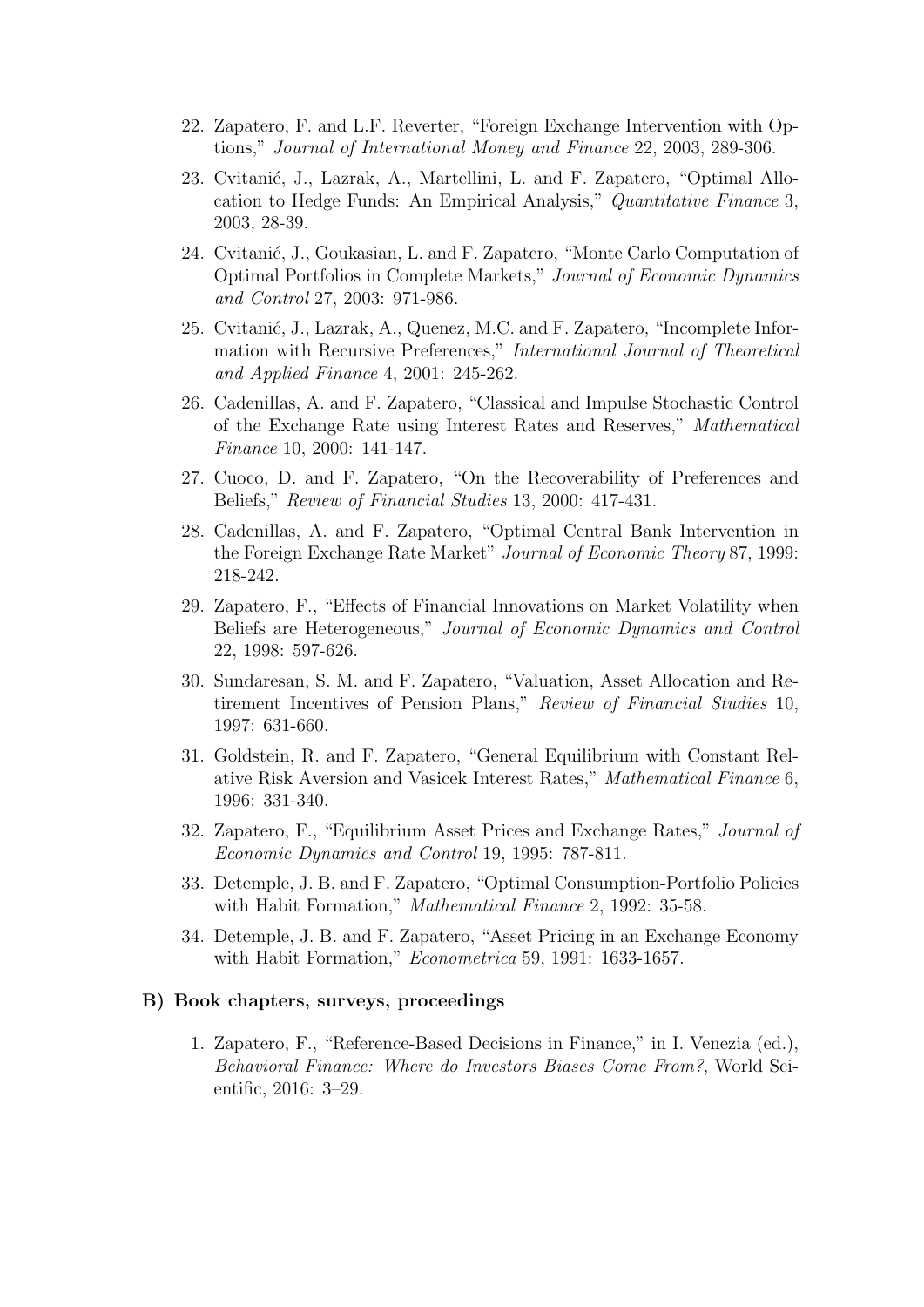22. Zapatero, F. and L.F. Reverter, "Foreign Exchange Intervention with Options," *Journal of International Money and Finance* 22, 2003, 289-306.
23. Cvitanić, J., Lazrak, A., Martellini, L. and F. Zapatero, "Optimal Allocation to Hedge Funds: An Empirical Analysis," *Quantitative Finance* 3, 2003, 28-39.
24. Cvitanić, J., Goukasian, L. and F. Zapatero, "Monte Carlo Computation of Optimal Portfolios in Complete Markets," *Journal of Economic Dynamics and Control* 27, 2003: 971-986.
25. Cvitanić, J., Lazrak, A., Quenez, M.C. and F. Zapatero, "Incomplete Information with Recursive Preferences," *International Journal of Theoretical and Applied Finance* 4, 2001: 245-262.
26. Cadenillas, A. and F. Zapatero, "Classical and Impulse Stochastic Control of the Exchange Rate using Interest Rates and Reserves," *Mathematical Finance* 10, 2000: 141-147.
27. Cuoco, D. and F. Zapatero, "On the Recoverability of Preferences and Beliefs," *Review of Financial Studies* 13, 2000: 417-431.
28. Cadenillas, A. and F. Zapatero, "Optimal Central Bank Intervention in the Foreign Exchange Rate Market" *Journal of Economic Theory* 87, 1999: 218-242.
29. Zapatero, F., "Effects of Financial Innovations on Market Volatility when Beliefs are Heterogeneous," *Journal of Economic Dynamics and Control* 22, 1998: 597-626.
30. Sundaresan, S. M. and F. Zapatero, "Valuation, Asset Allocation and Retirement Incentives of Pension Plans," *Review of Financial Studies* 10, 1997: 631-660.
31. Goldstein, R. and F. Zapatero, "General Equilibrium with Constant Relative Risk Aversion and Vasicek Interest Rates," *Mathematical Finance* 6, 1996: 331-340.
32. Zapatero, F., "Equilibrium Asset Prices and Exchange Rates," *Journal of Economic Dynamics and Control* 19, 1995: 787-811.
33. Detemple, J. B. and F. Zapatero, "Optimal Consumption-Portfolio Policies with Habit Formation," *Mathematical Finance* 2, 1992: 35-58.
34. Detemple, J. B. and F. Zapatero, "Asset Pricing in an Exchange Economy with Habit Formation," *Econometrica* 59, 1991: 1633-1657.

### B) Book chapters, surveys, proceedings

1. Zapatero, F., "Reference-Based Decisions in Finance," in I. Venezia (ed.), *Behavioral Finance: Where do Investors Biases Come From?*, World Scientific, 2016: 3–29.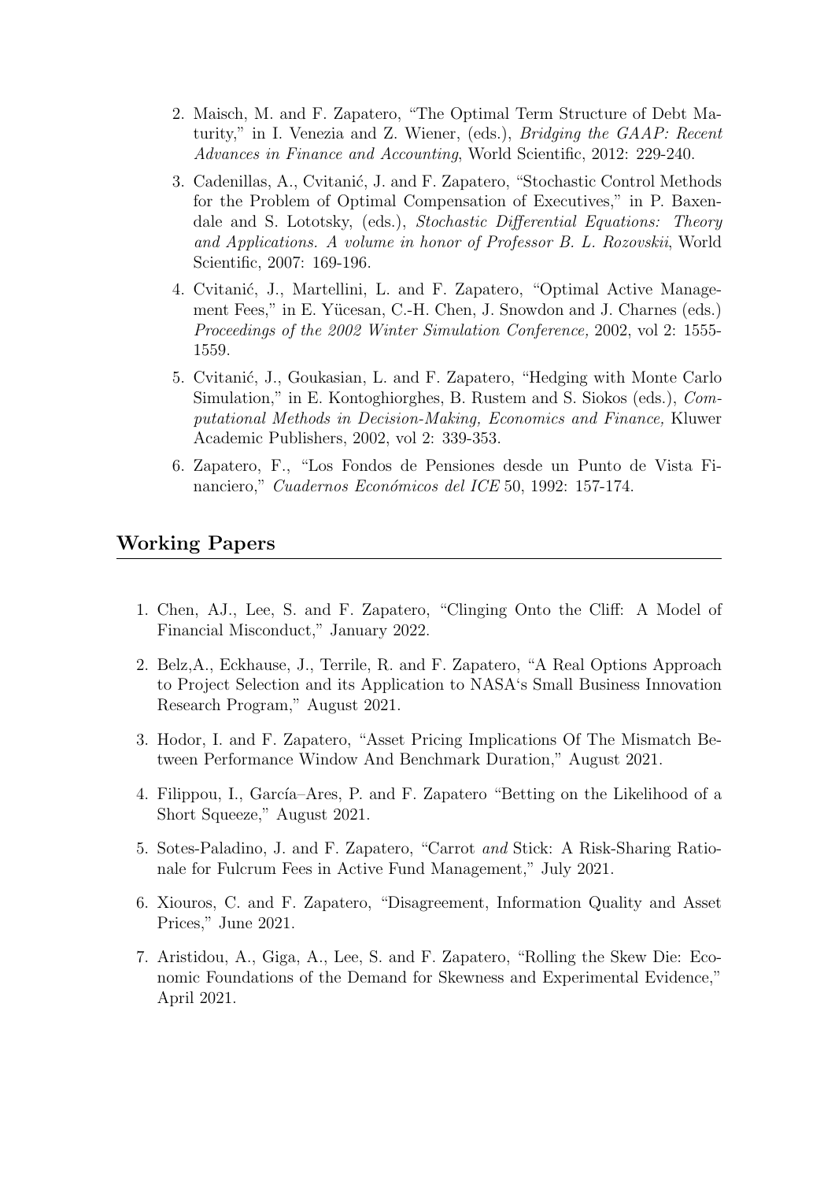2. Maisch, M. and F. Zapatero, "The Optimal Term Structure of Debt Maturity," in I. Venezia and Z. Wiener, (eds.), *Bridging the GAAP: Recent Advances in Finance and Accounting*, World Scientific, 2012: 229-240.

3. Cadenillas, A., Cvitanić, J. and F. Zapatero, "Stochastic Control Methods for the Problem of Optimal Compensation of Executives," in P. Baxendale and S. Lototsky, (eds.), *Stochastic Differential Equations: Theory and Applications. A volume in honor of Professor B. L. Rozovskii*, World Scientific, 2007: 169-196.

4. Cvitanić, J., Martellini, L. and F. Zapatero, "Optimal Active Management Fees," in E. Yücesan, C.-H. Chen, J. Snowdon and J. Charnes (eds.) *Proceedings of the 2002 Winter Simulation Conference,* 2002, vol 2: 1555-1559.

5. Cvitanić, J., Goukasian, L. and F. Zapatero, "Hedging with Monte Carlo Simulation," in E. Kontoghiorghes, B. Rustem and S. Siokos (eds.), *Computational Methods in Decision-Making, Economics and Finance,* Kluwer Academic Publishers, 2002, vol 2: 339-353.

6. Zapatero, F., "Los Fondos de Pensiones desde un Punto de Vista Financiero," *Cuadernos Económicos del ICE* 50, 1992: 157-174.

## Working Papers

1. Chen, AJ., Lee, S. and F. Zapatero, "Clinging Onto the Cliff: A Model of Financial Misconduct," January 2022.

2. Belz,A., Eckhause, J., Terrile, R. and F. Zapatero, "A Real Options Approach to Project Selection and its Application to NASA's Small Business Innovation Research Program," August 2021.

3. Hodor, I. and F. Zapatero, "Asset Pricing Implications Of The Mismatch Between Performance Window And Benchmark Duration," August 2021.

4. Filippou, I., García–Ares, P. and F. Zapatero "Betting on the Likelihood of a Short Squeeze," August 2021.

5. Sotes-Paladino, J. and F. Zapatero, "Carrot *and* Stick: A Risk-Sharing Rationale for Fulcrum Fees in Active Fund Management," July 2021.

6. Xiouros, C. and F. Zapatero, "Disagreement, Information Quality and Asset Prices," June 2021.

7. Aristidou, A., Giga, A., Lee, S. and F. Zapatero, "Rolling the Skew Die: Economic Foundations of the Demand for Skewness and Experimental Evidence," April 2021.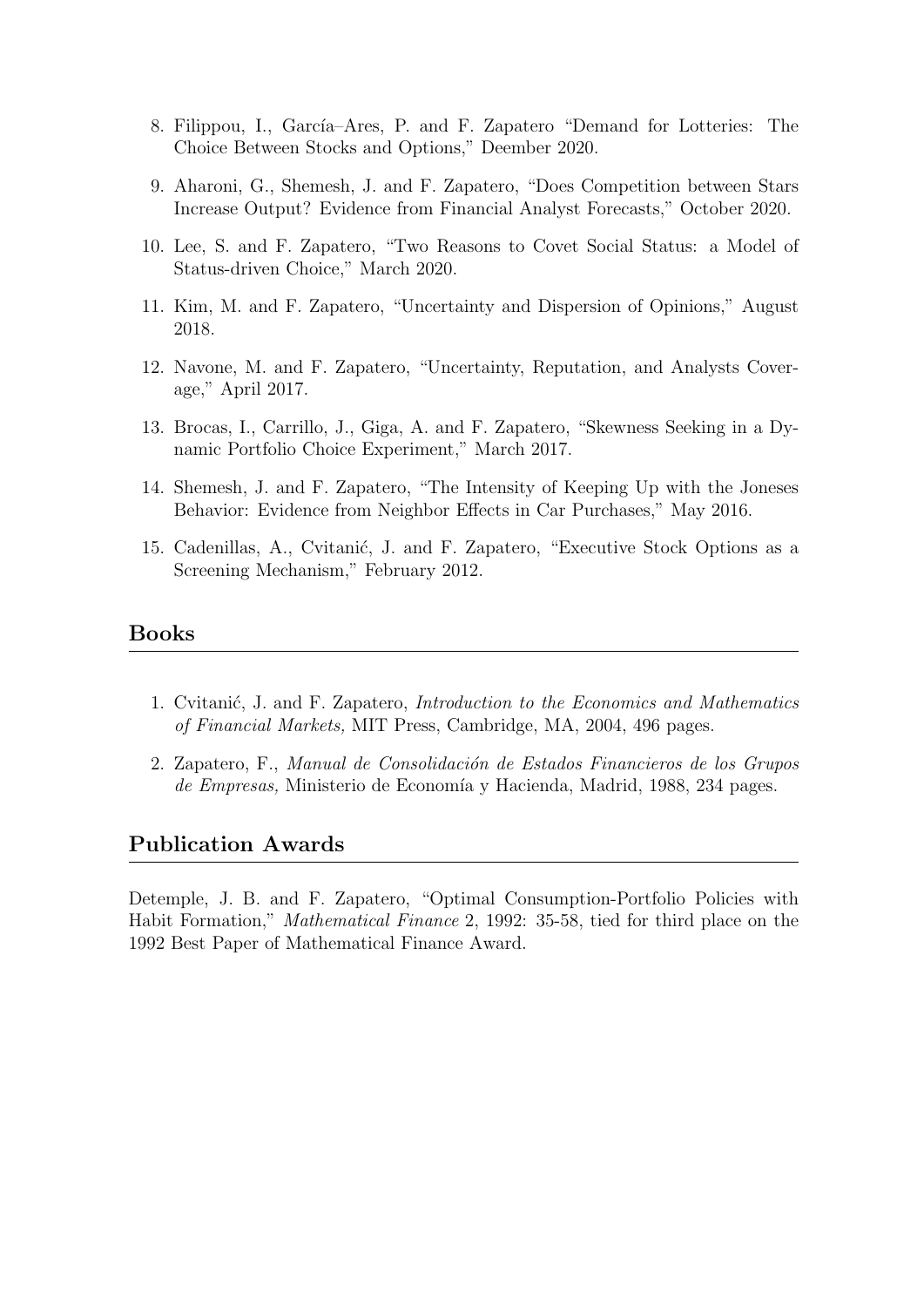8. Filippou, I., García–Ares, P. and F. Zapatero "Demand for Lotteries: The Choice Between Stocks and Options," Deember 2020.
9. Aharoni, G., Shemesh, J. and F. Zapatero, "Does Competition between Stars Increase Output? Evidence from Financial Analyst Forecasts," October 2020.
10. Lee, S. and F. Zapatero, "Two Reasons to Covet Social Status: a Model of Status-driven Choice," March 2020.
11. Kim, M. and F. Zapatero, "Uncertainty and Dispersion of Opinions," August 2018.
12. Navone, M. and F. Zapatero, "Uncertainty, Reputation, and Analysts Coverage," April 2017.
13. Brocas, I., Carrillo, J., Giga, A. and F. Zapatero, "Skewness Seeking in a Dynamic Portfolio Choice Experiment," March 2017.
14. Shemesh, J. and F. Zapatero, "The Intensity of Keeping Up with the Joneses Behavior: Evidence from Neighbor Effects in Car Purchases," May 2016.
15. Cadenillas, A., Cvitanić, J. and F. Zapatero, "Executive Stock Options as a Screening Mechanism," February 2012.

## Books

1. Cvitanić, J. and F. Zapatero, *Introduction to the Economics and Mathematics of Financial Markets,* MIT Press, Cambridge, MA, 2004, 496 pages.
2. Zapatero, F., *Manual de Consolidación de Estados Financieros de los Grupos de Empresas,* Ministerio de Economía y Hacienda, Madrid, 1988, 234 pages.

## Publication Awards

Detemple, J. B. and F. Zapatero, "Optimal Consumption-Portfolio Policies with Habit Formation," *Mathematical Finance* 2, 1992: 35-58, tied for third place on the 1992 Best Paper of Mathematical Finance Award.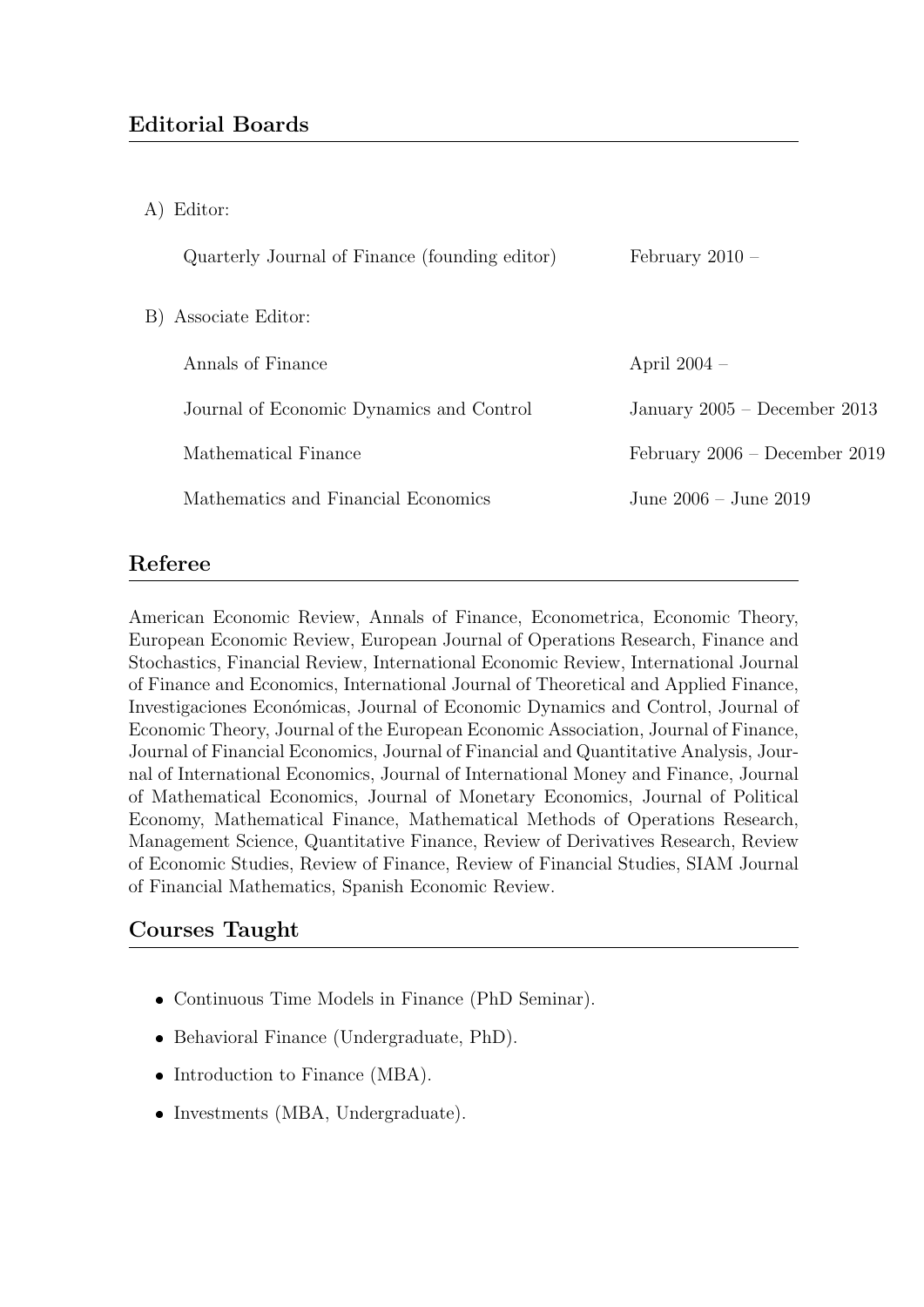## Editorial Boards

A) Editor:

| | |
|---|---|
| Quarterly Journal of Finance (founding editor) | February 2010 – |

B) Associate Editor:

| | |
|---|---|
| Annals of Finance | April 2004 – |
| Journal of Economic Dynamics and Control | January 2005 – December 2013 |
| Mathematical Finance | February 2006 – December 2019 |
| Mathematics and Financial Economics | June 2006 – June 2019 |

## Referee

American Economic Review, Annals of Finance, Econometrica, Economic Theory, European Economic Review, European Journal of Operations Research, Finance and Stochastics, Financial Review, International Economic Review, International Journal of Finance and Economics, International Journal of Theoretical and Applied Finance, Investigaciones Económicas, Journal of Economic Dynamics and Control, Journal of Economic Theory, Journal of the European Economic Association, Journal of Finance, Journal of Financial Economics, Journal of Financial and Quantitative Analysis, Journal of International Economics, Journal of International Money and Finance, Journal of Mathematical Economics, Journal of Monetary Economics, Journal of Political Economy, Mathematical Finance, Mathematical Methods of Operations Research, Management Science, Quantitative Finance, Review of Derivatives Research, Review of Economic Studies, Review of Finance, Review of Financial Studies, SIAM Journal of Financial Mathematics, Spanish Economic Review.

## Courses Taught

- Continuous Time Models in Finance (PhD Seminar).
- Behavioral Finance (Undergraduate, PhD).
- Introduction to Finance (MBA).
- Investments (MBA, Undergraduate).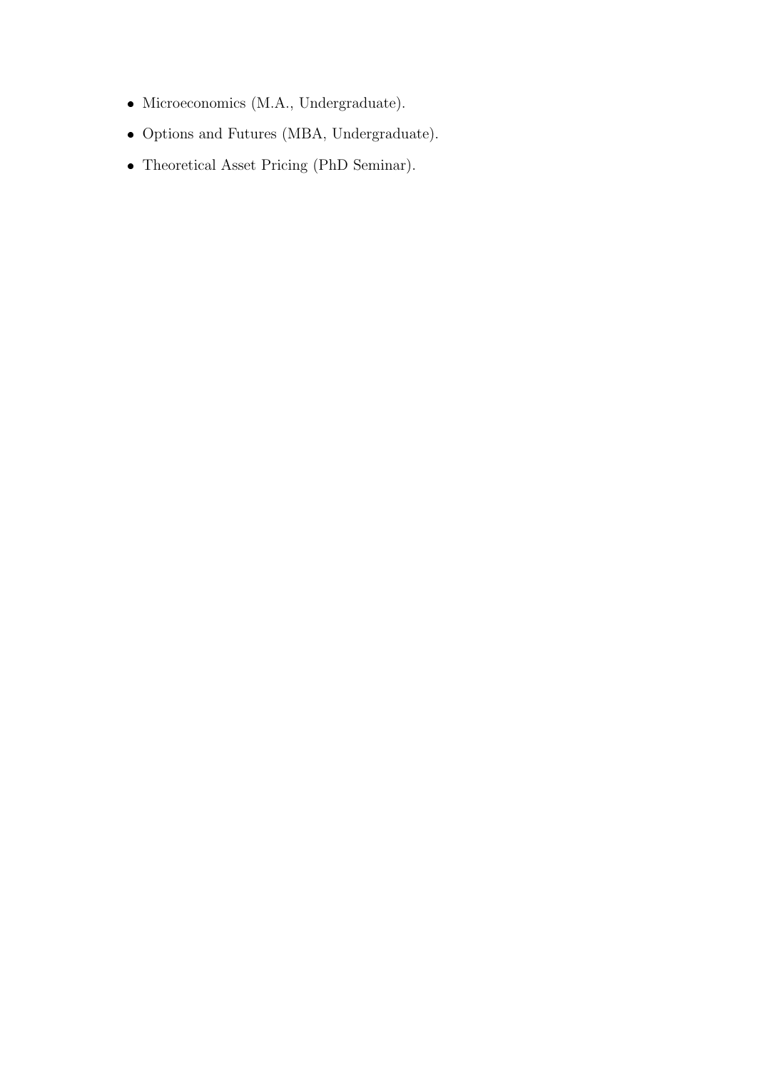- Microeconomics (M.A., Undergraduate).
- Options and Futures (MBA, Undergraduate).
- Theoretical Asset Pricing (PhD Seminar).